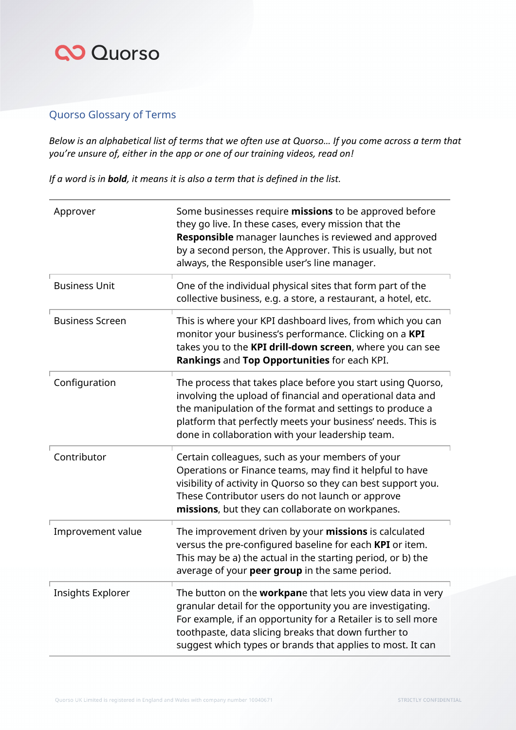Quorso

## Quorso Glossary of Terms

*Below is an alphabetical list of terms that we often use at Quorso… If you come across a term that you're unsure of, either in the app or one of our training videos, read on!*

*If a word is in **bold**, it means it is also a term that is defined in the list.*

| | |
|---|---|
| Approver | Some businesses require **missions** to be approved before they go live. In these cases, every mission that the **Responsible** manager launches is reviewed and approved by a second person, the Approver. This is usually, but not always, the Responsible user's line manager. |
| Business Unit | One of the individual physical sites that form part of the collective business, e.g. a store, a restaurant, a hotel, etc. |
| Business Screen | This is where your KPI dashboard lives, from which you can monitor your business's performance. Clicking on a **KPI** takes you to the **KPI drill-down screen**, where you can see **Rankings** and **Top Opportunities** for each KPI. |
| Configuration | The process that takes place before you start using Quorso, involving the upload of financial and operational data and the manipulation of the format and settings to produce a platform that perfectly meets your business' needs. This is done in collaboration with your leadership team. |
| Contributor | Certain colleagues, such as your members of your Operations or Finance teams, may find it helpful to have visibility of activity in Quorso so they can best support you. These Contributor users do not launch or approve **missions**, but they can collaborate on workpanes. |
| Improvement value | The improvement driven by your **missions** is calculated versus the pre-configured baseline for each **KPI** or item. This may be a) the actual in the starting period, or b) the average of your **peer group** in the same period. |
| Insights Explorer | The button on the **workpan**e that lets you view data in very granular detail for the opportunity you are investigating. For example, if an opportunity for a Retailer is to sell more toothpaste, data slicing breaks that down further to suggest which types or brands that applies to most. It can |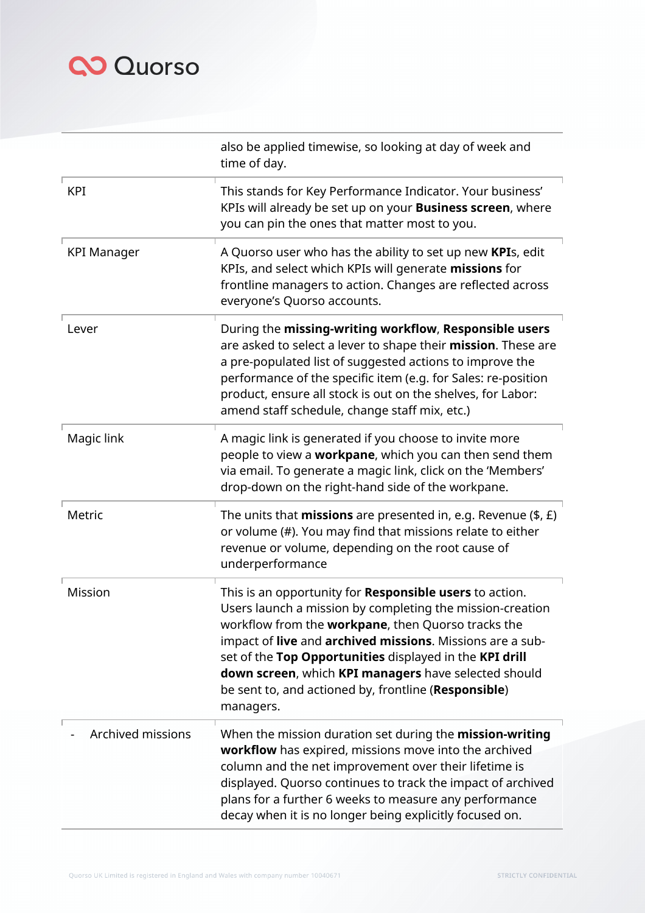| | |
|---|---|
| | also be applied timewise, so looking at day of week and time of day. |
| KPI | This stands for Key Performance Indicator. Your business' KPIs will already be set up on your **Business screen**, where you can pin the ones that matter most to you. |
| KPI Manager | A Quorso user who has the ability to set up new **KPI**s, edit KPIs, and select which KPIs will generate **missions** for frontline managers to action. Changes are reflected across everyone's Quorso accounts. |
| Lever | During the **missing-writing workflow**, **Responsible users** are asked to select a lever to shape their **mission**. These are a pre-populated list of suggested actions to improve the performance of the specific item (e.g. for Sales: re-position product, ensure all stock is out on the shelves, for Labor: amend staff schedule, change staff mix, etc.) |
| Magic link | A magic link is generated if you choose to invite more people to view a **workpane**, which you can then send them via email. To generate a magic link, click on the 'Members' drop-down on the right-hand side of the workpane. |
| Metric | The units that **missions** are presented in, e.g. Revenue ($, £) or volume (#). You may find that missions relate to either revenue or volume, depending on the root cause of underperformance |
| Mission | This is an opportunity for **Responsible users** to action. Users launch a mission by completing the mission-creation workflow from the **workpane**, then Quorso tracks the impact of **live** and **archived missions**. Missions are a sub-set of the **Top Opportunities** displayed in the **KPI drill down screen**, which **KPI managers** have selected should be sent to, and actioned by, frontline (**Responsible**) managers. |
| - Archived missions | When the mission duration set during the **mission-writing workflow** has expired, missions move into the archived column and the net improvement over their lifetime is displayed. Quorso continues to track the impact of archived plans for a further 6 weeks to measure any performance decay when it is no longer being explicitly focused on. |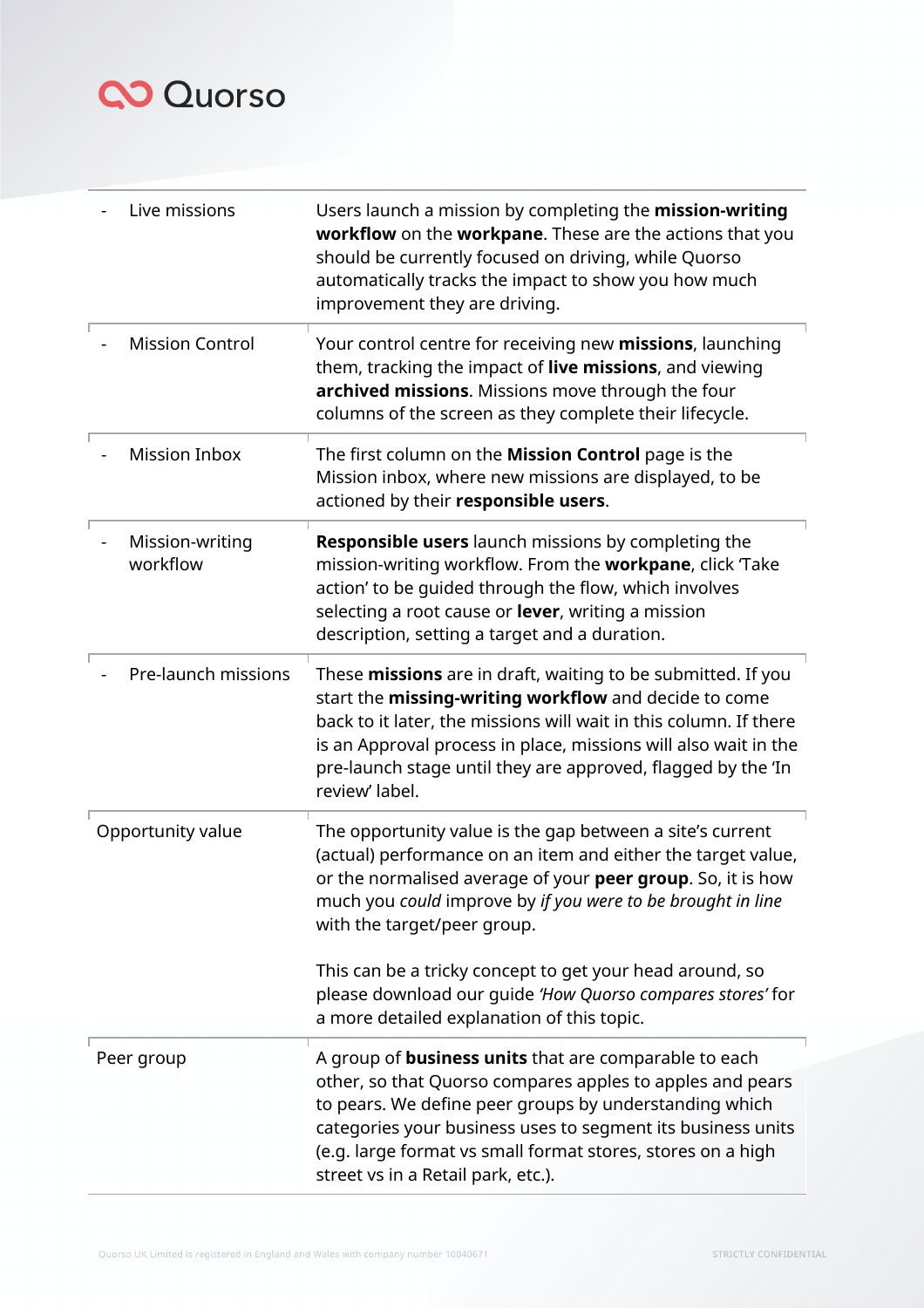| Term | Definition |
|---|---|
| - Live missions | Users launch a mission by completing the **mission-writing workflow** on the **workpane**. These are the actions that you should be currently focused on driving, while Quorso automatically tracks the impact to show you how much improvement they are driving. |
| - Mission Control | Your control centre for receiving new **missions**, launching them, tracking the impact of **live missions**, and viewing **archived missions**. Missions move through the four columns of the screen as they complete their lifecycle. |
| - Mission Inbox | The first column on the **Mission Control** page is the Mission inbox, where new missions are displayed, to be actioned by their **responsible users**. |
| - Mission-writing workflow | **Responsible users** launch missions by completing the mission-writing workflow. From the **workpane**, click 'Take action' to be guided through the flow, which involves selecting a root cause or **lever**, writing a mission description, setting a target and a duration. |
| - Pre-launch missions | These **missions** are in draft, waiting to be submitted. If you start the **missing-writing workflow** and decide to come back to it later, the missions will wait in this column. If there is an Approval process in place, missions will also wait in the pre-launch stage until they are approved, flagged by the 'In review' label. |
| Opportunity value | The opportunity value is the gap between a site's current (actual) performance on an item and either the target value, or the normalised average of your **peer group**. So, it is how much you *could* improve by *if you were to be brought in line* with the target/peer group.<br><br>This can be a tricky concept to get your head around, so please download our guide *'How Quorso compares stores'* for a more detailed explanation of this topic. |
| Peer group | A group of **business units** that are comparable to each other, so that Quorso compares apples to apples and pears to pears. We define peer groups by understanding which categories your business uses to segment its business units (e.g. large format vs small format stores, stores on a high street vs in a Retail park, etc.). |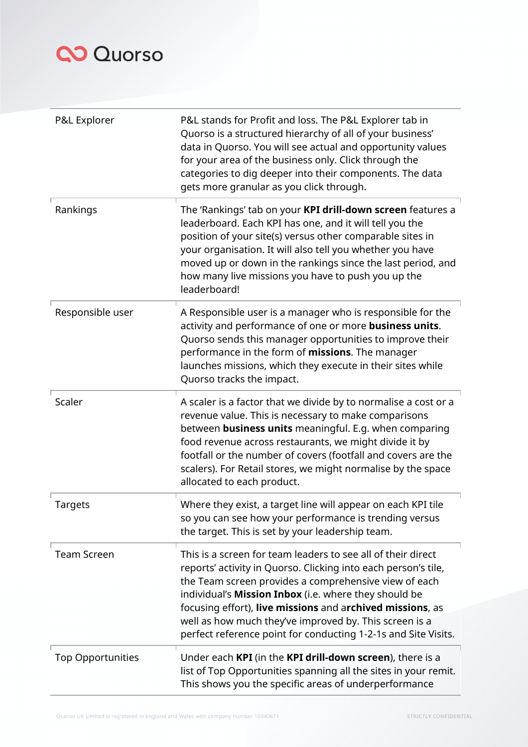| | |
|---|---|
| P&L Explorer | P&L stands for Profit and loss. The P&L Explorer tab in Quorso is a structured hierarchy of all of your business' data in Quorso. You will see actual and opportunity values for your area of the business only. Click through the categories to dig deeper into their components. The data gets more granular as you click through. |
| Rankings | The 'Rankings' tab on your **KPI drill-down screen** features a leaderboard. Each KPI has one, and it will tell you the position of your site(s) versus other comparable sites in your organisation. It will also tell you whether you have moved up or down in the rankings since the last period, and how many live missions you have to push you up the leaderboard! |
| Responsible user | A Responsible user is a manager who is responsible for the activity and performance of one or more **business units**. Quorso sends this manager opportunities to improve their performance in the form of **missions**. The manager launches missions, which they execute in their sites while Quorso tracks the impact. |
| Scaler | A scaler is a factor that we divide by to normalise a cost or a revenue value. This is necessary to make comparisons between **business units** meaningful. E.g. when comparing food revenue across restaurants, we might divide it by footfall or the number of covers (footfall and covers are the scalers). For Retail stores, we might normalise by the space allocated to each product. |
| Targets | Where they exist, a target line will appear on each KPI tile so you can see how your performance is trending versus the target. This is set by your leadership team. |
| Team Screen | This is a screen for team leaders to see all of their direct reports' activity in Quorso. Clicking into each person's tile, the Team screen provides a comprehensive view of each individual's **Mission Inbox** (i.e. where they should be focusing effort), **live missions** and a**rchived missions**, as well as how much they've improved by. This screen is a perfect reference point for conducting 1-2-1s and Site Visits. |
| Top Opportunities | Under each **KPI** (in the **KPI drill-down screen**), there is a list of Top Opportunities spanning all the sites in your remit. This shows you the specific areas of underperformance |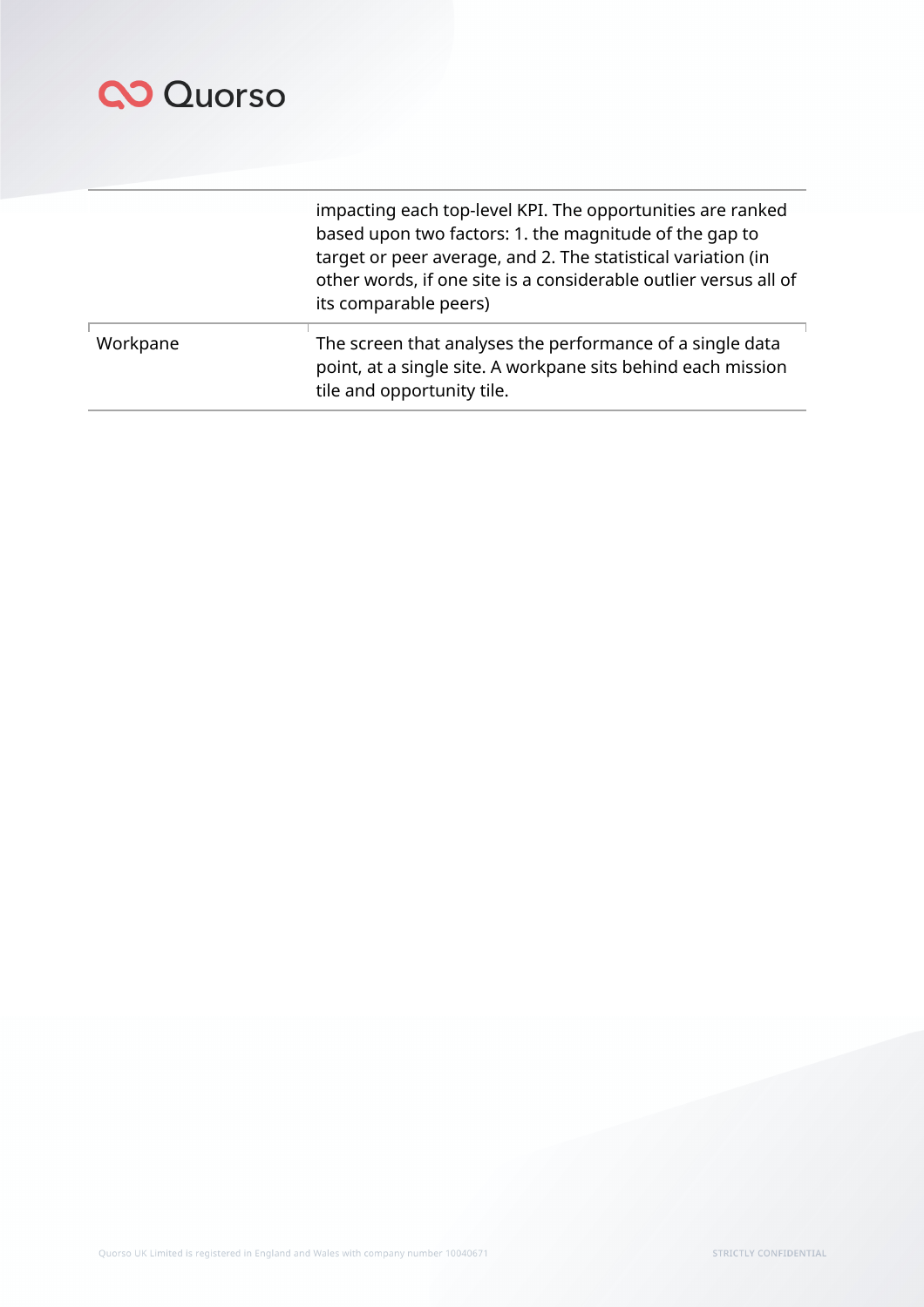| | |
|---|---|
| | impacting each top-level KPI. The opportunities are ranked based upon two factors: 1. the magnitude of the gap to target or peer average, and 2. The statistical variation (in other words, if one site is a considerable outlier versus all of its comparable peers) |
| Workpane | The screen that analyses the performance of a single data point, at a single site. A workpane sits behind each mission tile and opportunity tile. |